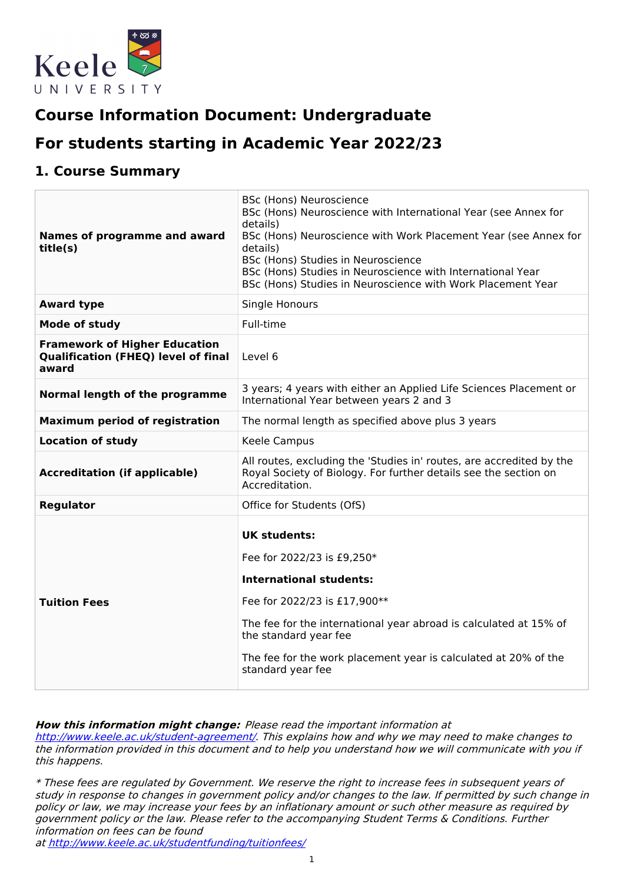# Course Information Document: Undergraduate

# For students starting in Academic Year 2022/23

## 1. Course Summary

| | |
|---|---|
| **Names of programme and award title(s)** | BSc (Hons) Neuroscience<br>BSc (Hons) Neuroscience with International Year (see Annex for details)<br>BSc (Hons) Neuroscience with Work Placement Year (see Annex for details)<br>BSc (Hons) Studies in Neuroscience<br>BSc (Hons) Studies in Neuroscience with International Year<br>BSc (Hons) Studies in Neuroscience with Work Placement Year |
| **Award type** | Single Honours |
| **Mode of study** | Full-time |
| **Framework of Higher Education Qualification (FHEQ) level of final award** | Level 6 |
| **Normal length of the programme** | 3 years; 4 years with either an Applied Life Sciences Placement or International Year between years 2 and 3 |
| **Maximum period of registration** | The normal length as specified above plus 3 years |
| **Location of study** | Keele Campus |
| **Accreditation (if applicable)** | All routes, excluding the 'Studies in' routes, are accredited by the Royal Society of Biology. For further details see the section on Accreditation. |
| **Regulator** | Office for Students (OfS) |
| **Tuition Fees** | **UK students:**<br>Fee for 2022/23 is £9,250*<br>**International students:**<br>Fee for 2022/23 is £17,900**<br>The fee for the international year abroad is calculated at 15% of the standard year fee<br>The fee for the work placement year is calculated at 20% of the standard year fee |

***How this information might change:*** *Please read the important information at [http://www.keele.ac.uk/student-agreement/](http://www.keele.ac.uk/student-agreement/). This explains how and why we may need to make changes to the information provided in this document and to help you understand how we will communicate with you if this happens.*

*\* These fees are regulated by Government. We reserve the right to increase fees in subsequent years of study in response to changes in government policy and/or changes to the law. If permitted by such change in policy or law, we may increase your fees by an inflationary amount or such other measure as required by government policy or the law. Please refer to the accompanying Student Terms & Conditions. Further information on fees can be found at [http://www.keele.ac.uk/studentfunding/tuitionfees/](http://www.keele.ac.uk/studentfunding/tuitionfees/)*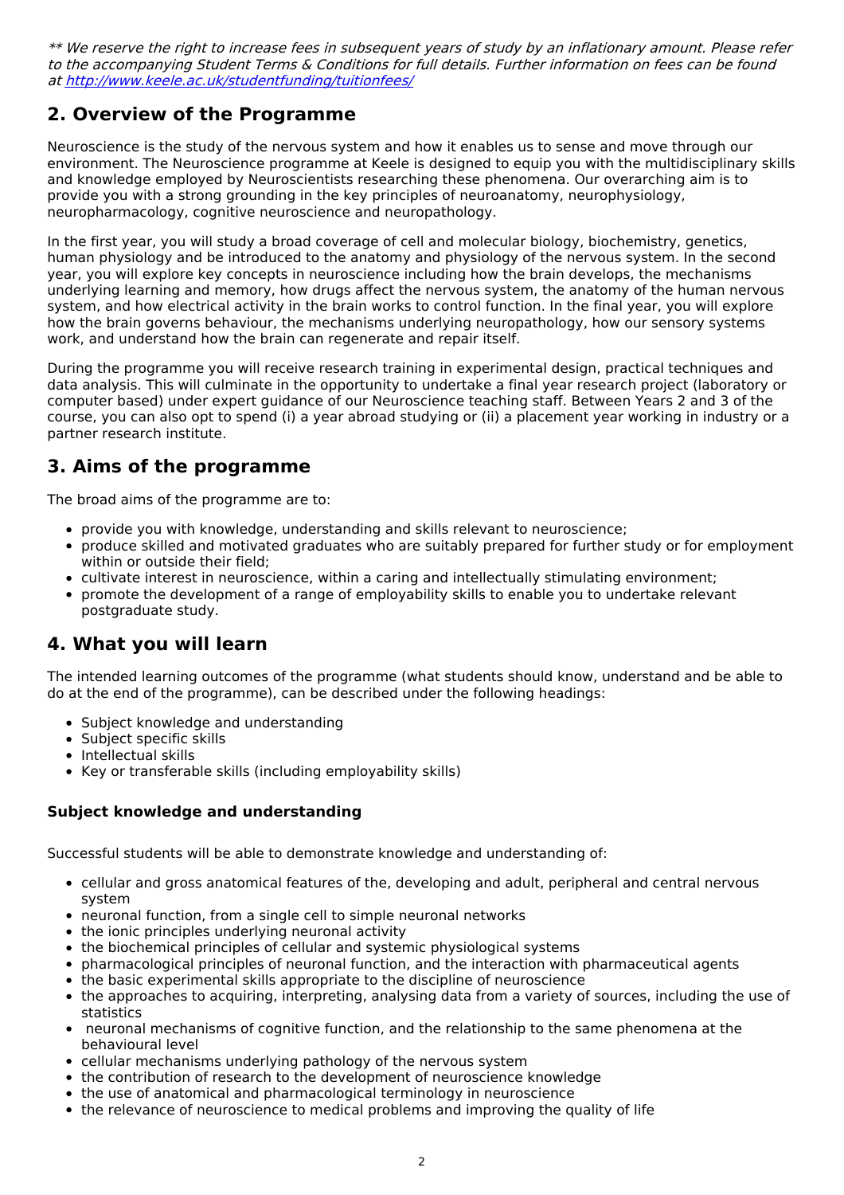*** We reserve the right to increase fees in subsequent years of study by an inflationary amount. Please refer to the accompanying Student Terms & Conditions for full details. Further information on fees can be found at [http://www.keele.ac.uk/studentfunding/tuitionfees/](http://www.keele.ac.uk/studentfunding/tuitionfees/)*

## 2. Overview of the Programme

Neuroscience is the study of the nervous system and how it enables us to sense and move through our environment. The Neuroscience programme at Keele is designed to equip you with the multidisciplinary skills and knowledge employed by Neuroscientists researching these phenomena. Our overarching aim is to provide you with a strong grounding in the key principles of neuroanatomy, neurophysiology, neuropharmacology, cognitive neuroscience and neuropathology.

In the first year, you will study a broad coverage of cell and molecular biology, biochemistry, genetics, human physiology and be introduced to the anatomy and physiology of the nervous system. In the second year, you will explore key concepts in neuroscience including how the brain develops, the mechanisms underlying learning and memory, how drugs affect the nervous system, the anatomy of the human nervous system, and how electrical activity in the brain works to control function. In the final year, you will explore how the brain governs behaviour, the mechanisms underlying neuropathology, how our sensory systems work, and understand how the brain can regenerate and repair itself.

During the programme you will receive research training in experimental design, practical techniques and data analysis. This will culminate in the opportunity to undertake a final year research project (laboratory or computer based) under expert guidance of our Neuroscience teaching staff. Between Years 2 and 3 of the course, you can also opt to spend (i) a year abroad studying or (ii) a placement year working in industry or a partner research institute.

## 3. Aims of the programme

The broad aims of the programme are to:

- provide you with knowledge, understanding and skills relevant to neuroscience;
- produce skilled and motivated graduates who are suitably prepared for further study or for employment within or outside their field;
- cultivate interest in neuroscience, within a caring and intellectually stimulating environment;
- promote the development of a range of employability skills to enable you to undertake relevant postgraduate study.

## 4. What you will learn

The intended learning outcomes of the programme (what students should know, understand and be able to do at the end of the programme), can be described under the following headings:

- Subject knowledge and understanding
- Subject specific skills
- Intellectual skills
- Key or transferable skills (including employability skills)

### Subject knowledge and understanding

Successful students will be able to demonstrate knowledge and understanding of:

- cellular and gross anatomical features of the, developing and adult, peripheral and central nervous system
- neuronal function, from a single cell to simple neuronal networks
- the ionic principles underlying neuronal activity
- the biochemical principles of cellular and systemic physiological systems
- pharmacological principles of neuronal function, and the interaction with pharmaceutical agents
- the basic experimental skills appropriate to the discipline of neuroscience
- the approaches to acquiring, interpreting, analysing data from a variety of sources, including the use of statistics
- neuronal mechanisms of cognitive function, and the relationship to the same phenomena at the behavioural level
- cellular mechanisms underlying pathology of the nervous system
- the contribution of research to the development of neuroscience knowledge
- the use of anatomical and pharmacological terminology in neuroscience
- the relevance of neuroscience to medical problems and improving the quality of life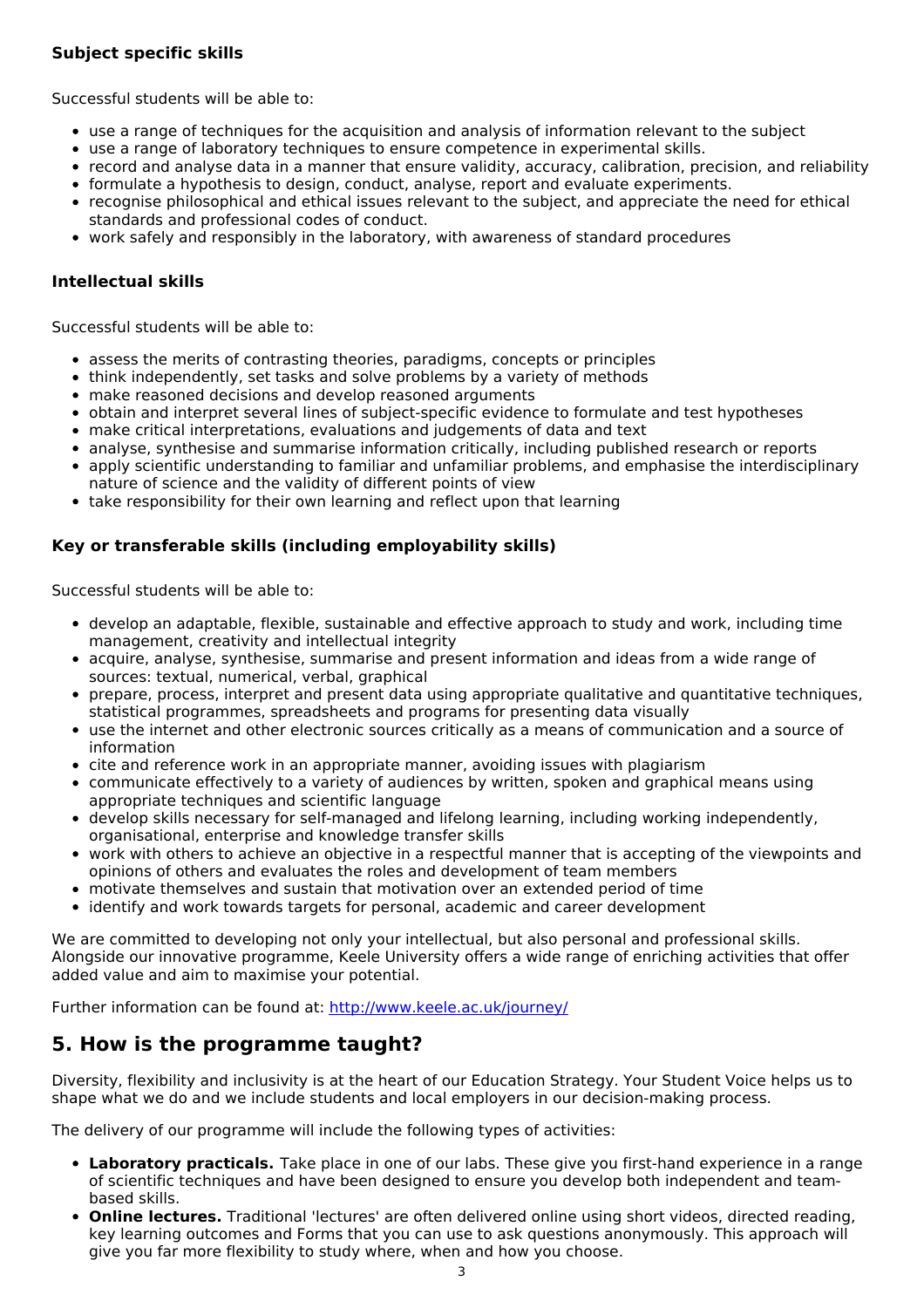### Subject specific skills

Successful students will be able to:

- use a range of techniques for the acquisition and analysis of information relevant to the subject
- use a range of laboratory techniques to ensure competence in experimental skills.
- record and analyse data in a manner that ensure validity, accuracy, calibration, precision, and reliability
- formulate a hypothesis to design, conduct, analyse, report and evaluate experiments.
- recognise philosophical and ethical issues relevant to the subject, and appreciate the need for ethical standards and professional codes of conduct.
- work safely and responsibly in the laboratory, with awareness of standard procedures

### Intellectual skills

Successful students will be able to:

- assess the merits of contrasting theories, paradigms, concepts or principles
- think independently, set tasks and solve problems by a variety of methods
- make reasoned decisions and develop reasoned arguments
- obtain and interpret several lines of subject-specific evidence to formulate and test hypotheses
- make critical interpretations, evaluations and judgements of data and text
- analyse, synthesise and summarise information critically, including published research or reports
- apply scientific understanding to familiar and unfamiliar problems, and emphasise the interdisciplinary nature of science and the validity of different points of view
- take responsibility for their own learning and reflect upon that learning

### Key or transferable skills (including employability skills)

Successful students will be able to:

- develop an adaptable, flexible, sustainable and effective approach to study and work, including time management, creativity and intellectual integrity
- acquire, analyse, synthesise, summarise and present information and ideas from a wide range of sources: textual, numerical, verbal, graphical
- prepare, process, interpret and present data using appropriate qualitative and quantitative techniques, statistical programmes, spreadsheets and programs for presenting data visually
- use the internet and other electronic sources critically as a means of communication and a source of information
- cite and reference work in an appropriate manner, avoiding issues with plagiarism
- communicate effectively to a variety of audiences by written, spoken and graphical means using appropriate techniques and scientific language
- develop skills necessary for self-managed and lifelong learning, including working independently, organisational, enterprise and knowledge transfer skills
- work with others to achieve an objective in a respectful manner that is accepting of the viewpoints and opinions of others and evaluates the roles and development of team members
- motivate themselves and sustain that motivation over an extended period of time
- identify and work towards targets for personal, academic and career development

We are committed to developing not only your intellectual, but also personal and professional skills. Alongside our innovative programme, Keele University offers a wide range of enriching activities that offer added value and aim to maximise your potential.

Further information can be found at: [http://www.keele.ac.uk/journey/](http://www.keele.ac.uk/journey/)

## 5. How is the programme taught?

Diversity, flexibility and inclusivity is at the heart of our Education Strategy. Your Student Voice helps us to shape what we do and we include students and local employers in our decision-making process.

The delivery of our programme will include the following types of activities:

- **Laboratory practicals.** Take place in one of our labs. These give you first-hand experience in a range of scientific techniques and have been designed to ensure you develop both independent and team-based skills.
- **Online lectures.** Traditional 'lectures' are often delivered online using short videos, directed reading, key learning outcomes and Forms that you can use to ask questions anonymously. This approach will give you far more flexibility to study where, when and how you choose.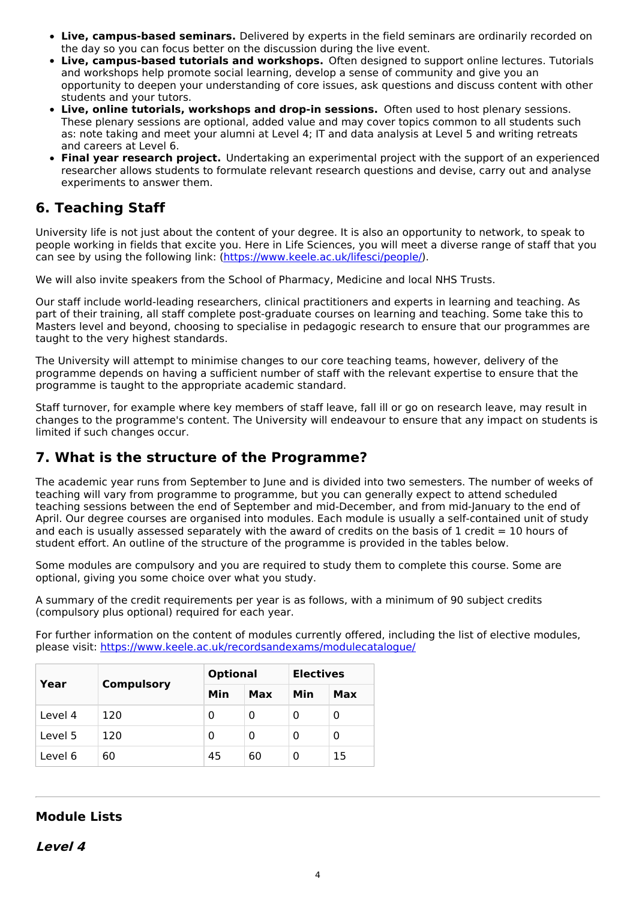- **Live, campus-based seminars.** Delivered by experts in the field seminars are ordinarily recorded on the day so you can focus better on the discussion during the live event.
- **Live, campus-based tutorials and workshops.** Often designed to support online lectures. Tutorials and workshops help promote social learning, develop a sense of community and give you an opportunity to deepen your understanding of core issues, ask questions and discuss content with other students and your tutors.
- **Live, online tutorials, workshops and drop-in sessions.** Often used to host plenary sessions. These plenary sessions are optional, added value and may cover topics common to all students such as: note taking and meet your alumni at Level 4; IT and data analysis at Level 5 and writing retreats and careers at Level 6.
- **Final year research project.** Undertaking an experimental project with the support of an experienced researcher allows students to formulate relevant research questions and devise, carry out and analyse experiments to answer them.

## 6. Teaching Staff

University life is not just about the content of your degree. It is also an opportunity to network, to speak to people working in fields that excite you. Here in Life Sciences, you will meet a diverse range of staff that you can see by using the following link: (https://www.keele.ac.uk/lifesci/people/).

We will also invite speakers from the School of Pharmacy, Medicine and local NHS Trusts.

Our staff include world-leading researchers, clinical practitioners and experts in learning and teaching. As part of their training, all staff complete post-graduate courses on learning and teaching. Some take this to Masters level and beyond, choosing to specialise in pedagogic research to ensure that our programmes are taught to the very highest standards.

The University will attempt to minimise changes to our core teaching teams, however, delivery of the programme depends on having a sufficient number of staff with the relevant expertise to ensure that the programme is taught to the appropriate academic standard.

Staff turnover, for example where key members of staff leave, fall ill or go on research leave, may result in changes to the programme's content. The University will endeavour to ensure that any impact on students is limited if such changes occur.

## 7. What is the structure of the Programme?

The academic year runs from September to June and is divided into two semesters. The number of weeks of teaching will vary from programme to programme, but you can generally expect to attend scheduled teaching sessions between the end of September and mid-December, and from mid-January to the end of April. Our degree courses are organised into modules. Each module is usually a self-contained unit of study and each is usually assessed separately with the award of credits on the basis of 1 credit = 10 hours of student effort. An outline of the structure of the programme is provided in the tables below.

Some modules are compulsory and you are required to study them to complete this course. Some are optional, giving you some choice over what you study.

A summary of the credit requirements per year is as follows, with a minimum of 90 subject credits (compulsory plus optional) required for each year.

For further information on the content of modules currently offered, including the list of elective modules, please visit: https://www.keele.ac.uk/recordsandexams/modulecatalogue/

| Year | Compulsory | Optional | | Electives | |
|---|---|---|---|---|---|
| | | Min | Max | Min | Max |
| Level 4 | 120 | 0 | 0 | 0 | 0 |
| Level 5 | 120 | 0 | 0 | 0 | 0 |
| Level 6 | 60 | 45 | 60 | 0 | 15 |

---

### Module Lists

#### *Level 4*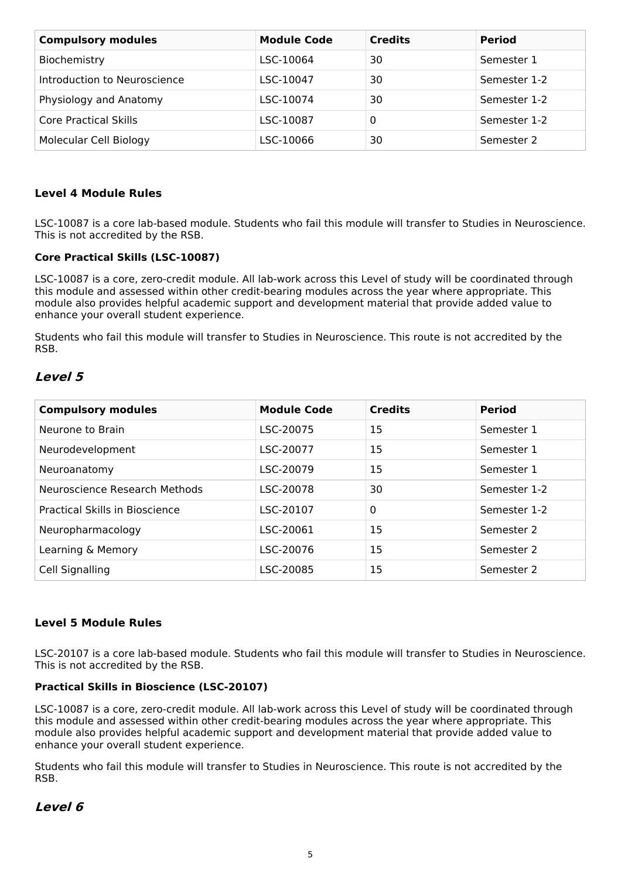| Compulsory modules | Module Code | Credits | Period |
| --- | --- | --- | --- |
| Biochemistry | LSC-10064 | 30 | Semester 1 |
| Introduction to Neuroscience | LSC-10047 | 30 | Semester 1-2 |
| Physiology and Anatomy | LSC-10074 | 30 | Semester 1-2 |
| Core Practical Skills | LSC-10087 | 0 | Semester 1-2 |
| Molecular Cell Biology | LSC-10066 | 30 | Semester 2 |

### Level 4 Module Rules

LSC-10087 is a core lab-based module. Students who fail this module will transfer to Studies in Neuroscience. This is not accredited by the RSB.

**Core Practical Skills (LSC-10087)**

LSC-10087 is a core, zero-credit module. All lab-work across this Level of study will be coordinated through this module and assessed within other credit-bearing modules across the year where appropriate. This module also provides helpful academic support and development material that provide added value to enhance your overall student experience.

Students who fail this module will transfer to Studies in Neuroscience. This route is not accredited by the RSB.

## *Level 5*

| Compulsory modules | Module Code | Credits | Period |
| --- | --- | --- | --- |
| Neurone to Brain | LSC-20075 | 15 | Semester 1 |
| Neurodevelopment | LSC-20077 | 15 | Semester 1 |
| Neuroanatomy | LSC-20079 | 15 | Semester 1 |
| Neuroscience Research Methods | LSC-20078 | 30 | Semester 1-2 |
| Practical Skills in Bioscience | LSC-20107 | 0 | Semester 1-2 |
| Neuropharmacology | LSC-20061 | 15 | Semester 2 |
| Learning & Memory | LSC-20076 | 15 | Semester 2 |
| Cell Signalling | LSC-20085 | 15 | Semester 2 |

### Level 5 Module Rules

LSC-20107 is a core lab-based module. Students who fail this module will transfer to Studies in Neuroscience. This is not accredited by the RSB.

**Practical Skills in Bioscience (LSC-20107)**

LSC-10087 is a core, zero-credit module. All lab-work across this Level of study will be coordinated through this module and assessed within other credit-bearing modules across the year where appropriate. This module also provides helpful academic support and development material that provide added value to enhance your overall student experience.

Students who fail this module will transfer to Studies in Neuroscience. This route is not accredited by the RSB.

## *Level 6*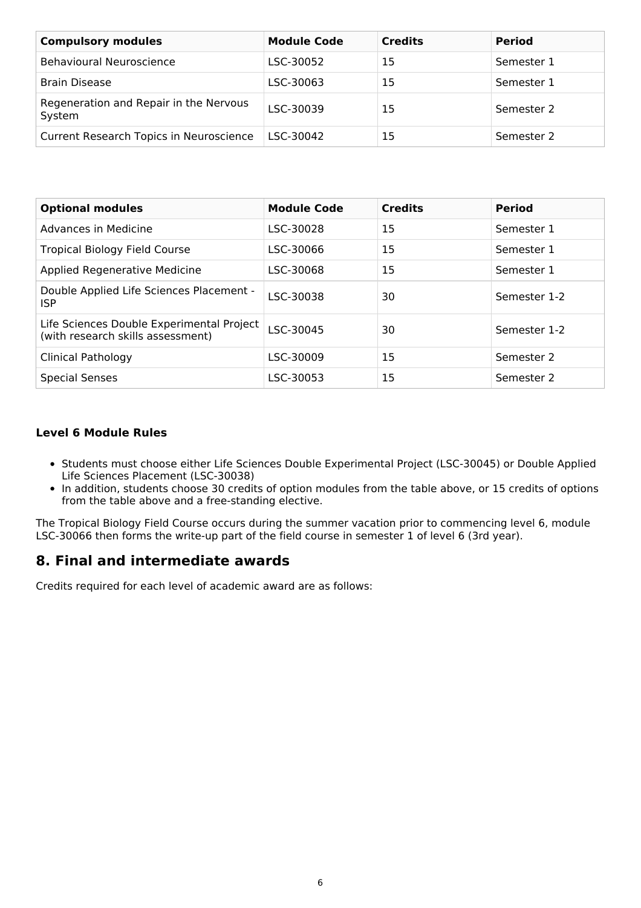| Compulsory modules | Module Code | Credits | Period |
|---|---|---|---|
| Behavioural Neuroscience | LSC-30052 | 15 | Semester 1 |
| Brain Disease | LSC-30063 | 15 | Semester 1 |
| Regeneration and Repair in the Nervous System | LSC-30039 | 15 | Semester 2 |
| Current Research Topics in Neuroscience | LSC-30042 | 15 | Semester 2 |

| Optional modules | Module Code | Credits | Period |
|---|---|---|---|
| Advances in Medicine | LSC-30028 | 15 | Semester 1 |
| Tropical Biology Field Course | LSC-30066 | 15 | Semester 1 |
| Applied Regenerative Medicine | LSC-30068 | 15 | Semester 1 |
| Double Applied Life Sciences Placement - ISP | LSC-30038 | 30 | Semester 1-2 |
| Life Sciences Double Experimental Project (with research skills assessment) | LSC-30045 | 30 | Semester 1-2 |
| Clinical Pathology | LSC-30009 | 15 | Semester 2 |
| Special Senses | LSC-30053 | 15 | Semester 2 |

**Level 6 Module Rules**

- Students must choose either Life Sciences Double Experimental Project (LSC-30045) or Double Applied Life Sciences Placement (LSC-30038)
- In addition, students choose 30 credits of option modules from the table above, or 15 credits of options from the table above and a free-standing elective.

The Tropical Biology Field Course occurs during the summer vacation prior to commencing level 6, module LSC-30066 then forms the write-up part of the field course in semester 1 of level 6 (3rd year).

## 8. Final and intermediate awards

Credits required for each level of academic award are as follows: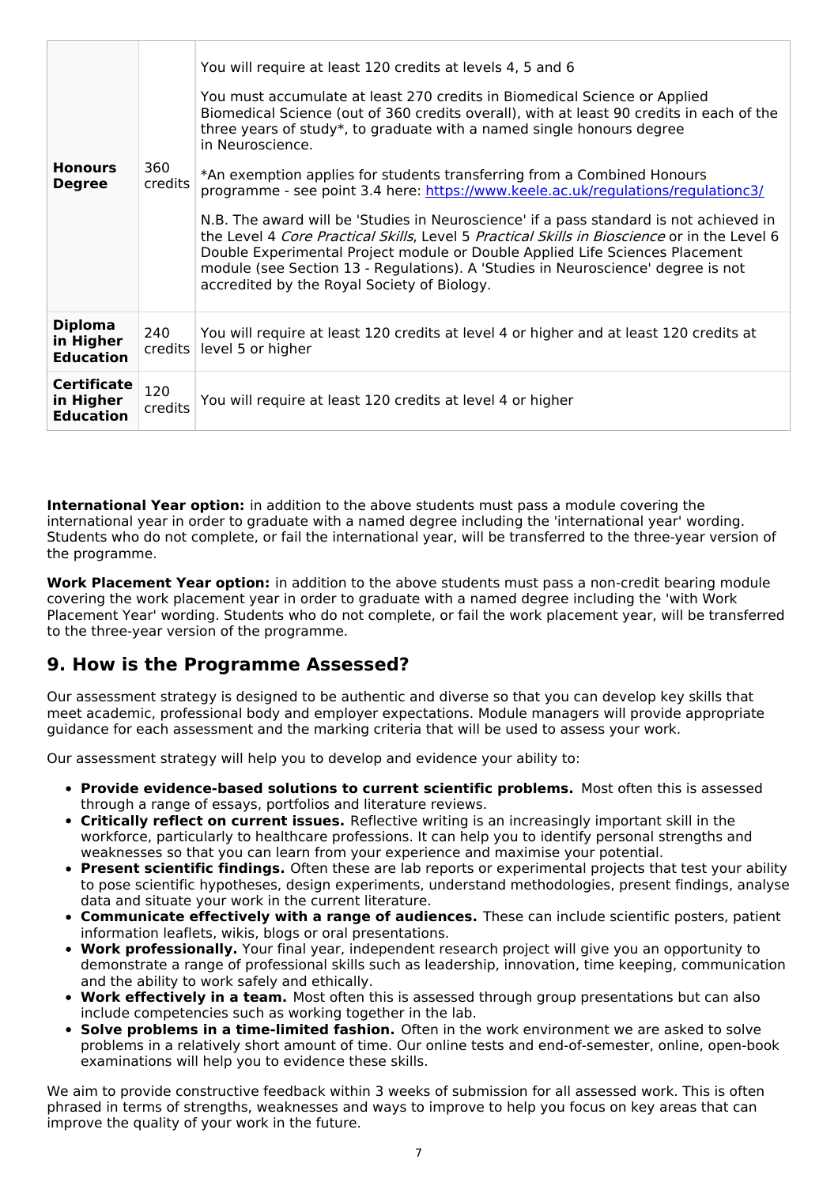| Honours Degree | 360 credits | You will require at least 120 credits at levels 4, 5 and 6<br><br>You must accumulate at least 270 credits in Biomedical Science or Applied Biomedical Science (out of 360 credits overall), with at least 90 credits in each of the three years of study*, to graduate with a named single honours degree in Neuroscience.<br><br>*An exemption applies for students transferring from a Combined Honours programme - see point 3.4 here: [https://www.keele.ac.uk/regulations/regulationc3/](https://www.keele.ac.uk/regulations/regulationc3/)<br><br>N.B. The award will be 'Studies in Neuroscience' if a pass standard is not achieved in the Level 4 *Core Practical Skills*, Level 5 *Practical Skills in Bioscience* or in the Level 6 Double Experimental Project module or Double Applied Life Sciences Placement module (see Section 13 - Regulations). A 'Studies in Neuroscience' degree is not accredited by the Royal Society of Biology. |
|---|---|---|
| **Diploma in Higher Education** | 240 credits | You will require at least 120 credits at level 4 or higher and at least 120 credits at level 5 or higher |
| **Certificate in Higher Education** | 120 credits | You will require at least 120 credits at level 4 or higher |

**International Year option:** in addition to the above students must pass a module covering the international year in order to graduate with a named degree including the 'international year' wording. Students who do not complete, or fail the international year, will be transferred to the three-year version of the programme.

**Work Placement Year option:** in addition to the above students must pass a non-credit bearing module covering the work placement year in order to graduate with a named degree including the 'with Work Placement Year' wording. Students who do not complete, or fail the work placement year, will be transferred to the three-year version of the programme.

## 9. How is the Programme Assessed?

Our assessment strategy is designed to be authentic and diverse so that you can develop key skills that meet academic, professional body and employer expectations. Module managers will provide appropriate guidance for each assessment and the marking criteria that will be used to assess your work.

Our assessment strategy will help you to develop and evidence your ability to:

- **Provide evidence-based solutions to current scientific problems.** Most often this is assessed through a range of essays, portfolios and literature reviews.
- **Critically reflect on current issues.** Reflective writing is an increasingly important skill in the workforce, particularly to healthcare professions. It can help you to identify personal strengths and weaknesses so that you can learn from your experience and maximise your potential.
- **Present scientific findings.** Often these are lab reports or experimental projects that test your ability to pose scientific hypotheses, design experiments, understand methodologies, present findings, analyse data and situate your work in the current literature.
- **Communicate effectively with a range of audiences.** These can include scientific posters, patient information leaflets, wikis, blogs or oral presentations.
- **Work professionally.** Your final year, independent research project will give you an opportunity to demonstrate a range of professional skills such as leadership, innovation, time keeping, communication and the ability to work safely and ethically.
- **Work effectively in a team.** Most often this is assessed through group presentations but can also include competencies such as working together in the lab.
- **Solve problems in a time-limited fashion.** Often in the work environment we are asked to solve problems in a relatively short amount of time. Our online tests and end-of-semester, online, open-book examinations will help you to evidence these skills.

We aim to provide constructive feedback within 3 weeks of submission for all assessed work. This is often phrased in terms of strengths, weaknesses and ways to improve to help you focus on key areas that can improve the quality of your work in the future.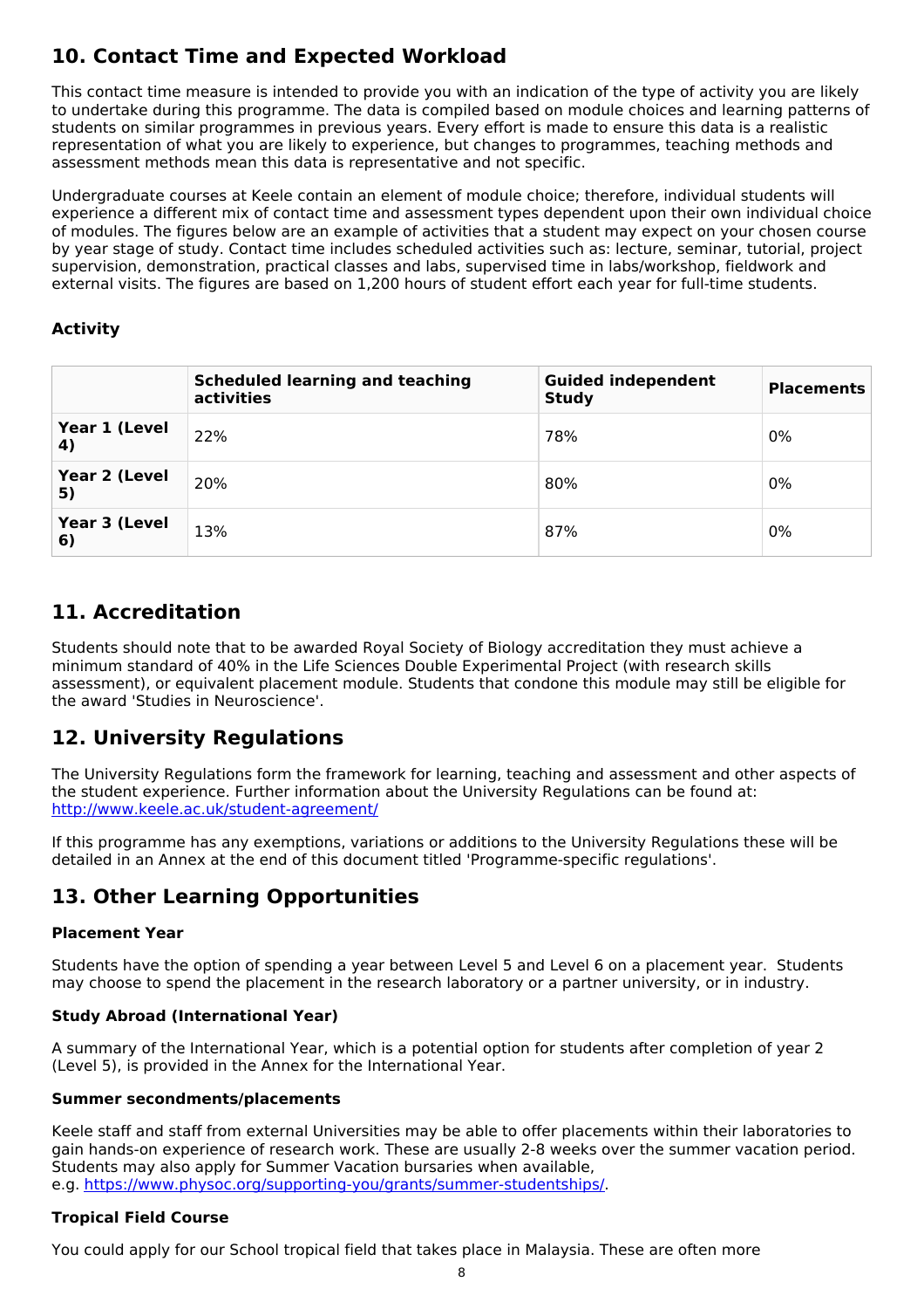## 10. Contact Time and Expected Workload

This contact time measure is intended to provide you with an indication of the type of activity you are likely to undertake during this programme. The data is compiled based on module choices and learning patterns of students on similar programmes in previous years. Every effort is made to ensure this data is a realistic representation of what you are likely to experience, but changes to programmes, teaching methods and assessment methods mean this data is representative and not specific.

Undergraduate courses at Keele contain an element of module choice; therefore, individual students will experience a different mix of contact time and assessment types dependent upon their own individual choice of modules. The figures below are an example of activities that a student may expect on your chosen course by year stage of study. Contact time includes scheduled activities such as: lecture, seminar, tutorial, project supervision, demonstration, practical classes and labs, supervised time in labs/workshop, fieldwork and external visits. The figures are based on 1,200 hours of student effort each year for full-time students.

### Activity

| | Scheduled learning and teaching activities | Guided independent Study | Placements |
|---|---|---|---|
| Year 1 (Level 4) | 22% | 78% | 0% |
| Year 2 (Level 5) | 20% | 80% | 0% |
| Year 3 (Level 6) | 13% | 87% | 0% |

## 11. Accreditation

Students should note that to be awarded Royal Society of Biology accreditation they must achieve a minimum standard of 40% in the Life Sciences Double Experimental Project (with research skills assessment), or equivalent placement module. Students that condone this module may still be eligible for the award 'Studies in Neuroscience'.

## 12. University Regulations

The University Regulations form the framework for learning, teaching and assessment and other aspects of the student experience. Further information about the University Regulations can be found at: http://www.keele.ac.uk/student-agreement/

If this programme has any exemptions, variations or additions to the University Regulations these will be detailed in an Annex at the end of this document titled 'Programme-specific regulations'.

## 13. Other Learning Opportunities

### Placement Year

Students have the option of spending a year between Level 5 and Level 6 on a placement year. Students may choose to spend the placement in the research laboratory or a partner university, or in industry.

### Study Abroad (International Year)

A summary of the International Year, which is a potential option for students after completion of year 2 (Level 5), is provided in the Annex for the International Year.

### Summer secondments/placements

Keele staff and staff from external Universities may be able to offer placements within their laboratories to gain hands-on experience of research work. These are usually 2-8 weeks over the summer vacation period. Students may also apply for Summer Vacation bursaries when available, e.g. https://www.physoc.org/supporting-you/grants/summer-studentships/.

### Tropical Field Course

You could apply for our School tropical field that takes place in Malaysia. These are often more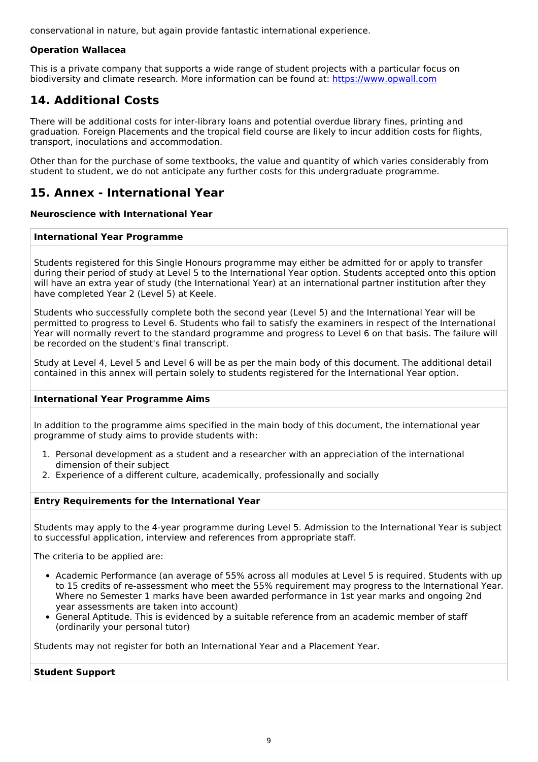conservational in nature, but again provide fantastic international experience.

**Operation Wallacea**

This is a private company that supports a wide range of student projects with a particular focus on biodiversity and climate research. More information can be found at: https://www.opwall.com

## 14. Additional Costs

There will be additional costs for inter-library loans and potential overdue library fines, printing and graduation. Foreign Placements and the tropical field course are likely to incur addition costs for flights, transport, inoculations and accommodation.

Other than for the purchase of some textbooks, the value and quantity of which varies considerably from student to student, we do not anticipate any further costs for this undergraduate programme.

## 15. Annex - International Year

**Neuroscience with International Year**

### International Year Programme

Students registered for this Single Honours programme may either be admitted for or apply to transfer during their period of study at Level 5 to the International Year option. Students accepted onto this option will have an extra year of study (the International Year) at an international partner institution after they have completed Year 2 (Level 5) at Keele.

Students who successfully complete both the second year (Level 5) and the International Year will be permitted to progress to Level 6. Students who fail to satisfy the examiners in respect of the International Year will normally revert to the standard programme and progress to Level 6 on that basis. The failure will be recorded on the student's final transcript.

Study at Level 4, Level 5 and Level 6 will be as per the main body of this document. The additional detail contained in this annex will pertain solely to students registered for the International Year option.

### International Year Programme Aims

In addition to the programme aims specified in the main body of this document, the international year programme of study aims to provide students with:

1. Personal development as a student and a researcher with an appreciation of the international dimension of their subject
2. Experience of a different culture, academically, professionally and socially

### Entry Requirements for the International Year

Students may apply to the 4-year programme during Level 5. Admission to the International Year is subject to successful application, interview and references from appropriate staff.

The criteria to be applied are:

- Academic Performance (an average of 55% across all modules at Level 5 is required. Students with up to 15 credits of re-assessment who meet the 55% requirement may progress to the International Year. Where no Semester 1 marks have been awarded performance in 1st year marks and ongoing 2nd year assessments are taken into account)
- General Aptitude. This is evidenced by a suitable reference from an academic member of staff (ordinarily your personal tutor)

Students may not register for both an International Year and a Placement Year.

### Student Support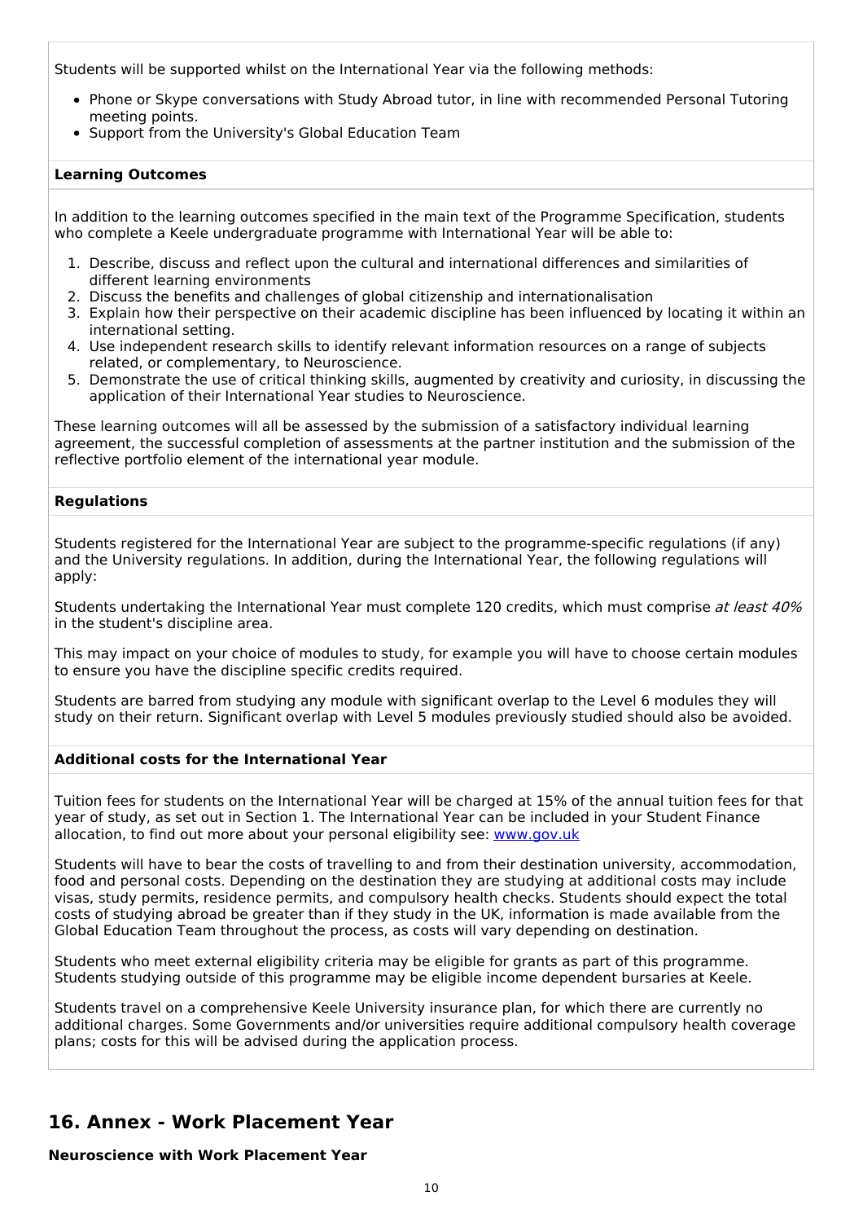Students will be supported whilst on the International Year via the following methods:

- Phone or Skype conversations with Study Abroad tutor, in line with recommended Personal Tutoring meeting points.
- Support from the University's Global Education Team

**Learning Outcomes**

In addition to the learning outcomes specified in the main text of the Programme Specification, students who complete a Keele undergraduate programme with International Year will be able to:

1. Describe, discuss and reflect upon the cultural and international differences and similarities of different learning environments
2. Discuss the benefits and challenges of global citizenship and internationalisation
3. Explain how their perspective on their academic discipline has been influenced by locating it within an international setting.
4. Use independent research skills to identify relevant information resources on a range of subjects related, or complementary, to Neuroscience.
5. Demonstrate the use of critical thinking skills, augmented by creativity and curiosity, in discussing the application of their International Year studies to Neuroscience.

These learning outcomes will all be assessed by the submission of a satisfactory individual learning agreement, the successful completion of assessments at the partner institution and the submission of the reflective portfolio element of the international year module.

**Regulations**

Students registered for the International Year are subject to the programme-specific regulations (if any) and the University regulations. In addition, during the International Year, the following regulations will apply:

Students undertaking the International Year must complete 120 credits, which must comprise *at least 40%* in the student's discipline area.

This may impact on your choice of modules to study, for example you will have to choose certain modules to ensure you have the discipline specific credits required.

Students are barred from studying any module with significant overlap to the Level 6 modules they will study on their return. Significant overlap with Level 5 modules previously studied should also be avoided.

**Additional costs for the International Year**

Tuition fees for students on the International Year will be charged at 15% of the annual tuition fees for that year of study, as set out in Section 1. The International Year can be included in your Student Finance allocation, to find out more about your personal eligibility see: [www.gov.uk](http://www.gov.uk)

Students will have to bear the costs of travelling to and from their destination university, accommodation, food and personal costs. Depending on the destination they are studying at additional costs may include visas, study permits, residence permits, and compulsory health checks. Students should expect the total costs of studying abroad be greater than if they study in the UK, information is made available from the Global Education Team throughout the process, as costs will vary depending on destination.

Students who meet external eligibility criteria may be eligible for grants as part of this programme. Students studying outside of this programme may be eligible income dependent bursaries at Keele.

Students travel on a comprehensive Keele University insurance plan, for which there are currently no additional charges. Some Governments and/or universities require additional compulsory health coverage plans; costs for this will be advised during the application process.

## 16. Annex - Work Placement Year

**Neuroscience with Work Placement Year**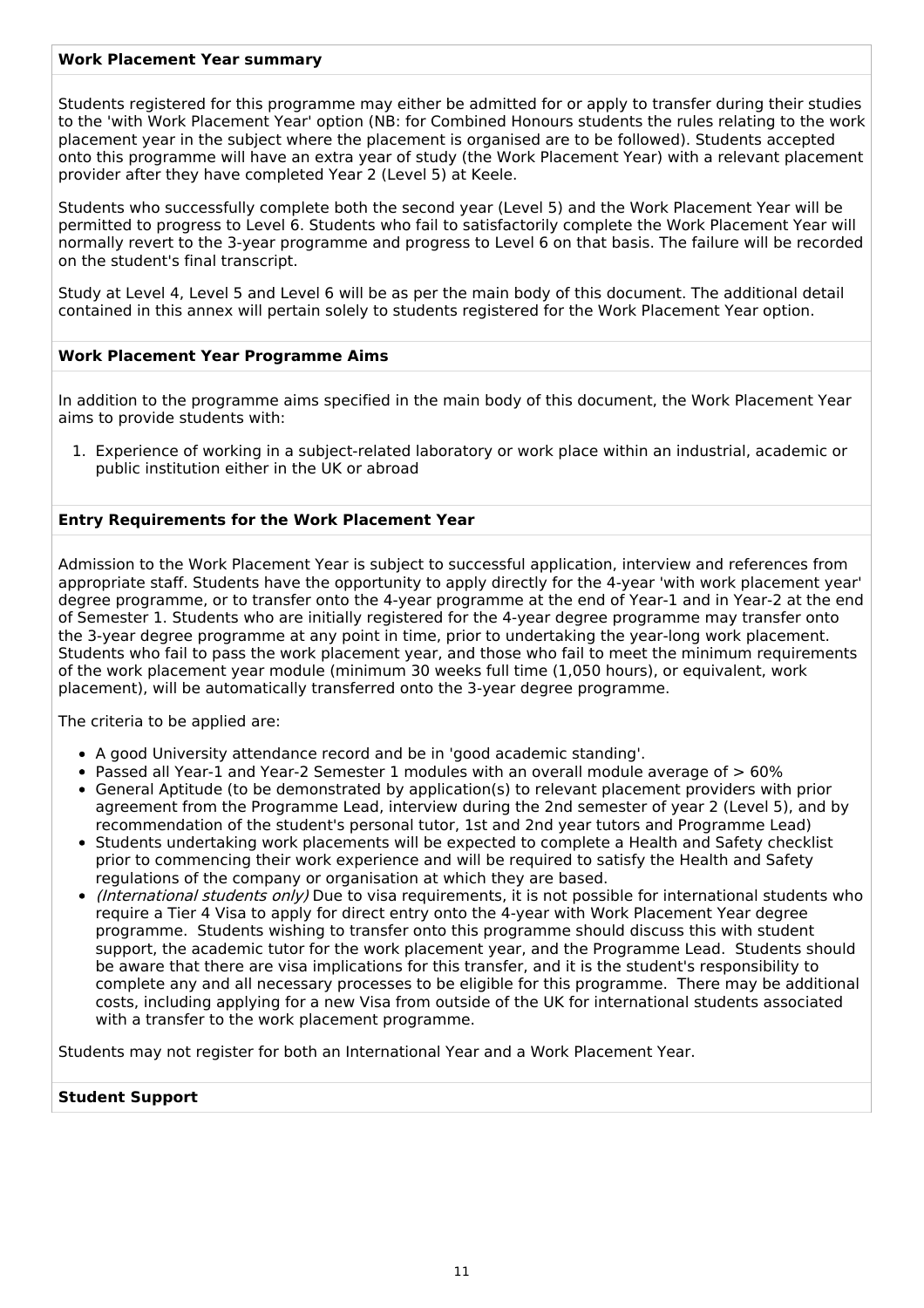### Work Placement Year summary

Students registered for this programme may either be admitted for or apply to transfer during their studies to the 'with Work Placement Year' option (NB: for Combined Honours students the rules relating to the work placement year in the subject where the placement is organised are to be followed). Students accepted onto this programme will have an extra year of study (the Work Placement Year) with a relevant placement provider after they have completed Year 2 (Level 5) at Keele.

Students who successfully complete both the second year (Level 5) and the Work Placement Year will be permitted to progress to Level 6. Students who fail to satisfactorily complete the Work Placement Year will normally revert to the 3-year programme and progress to Level 6 on that basis. The failure will be recorded on the student's final transcript.

Study at Level 4, Level 5 and Level 6 will be as per the main body of this document. The additional detail contained in this annex will pertain solely to students registered for the Work Placement Year option.

### Work Placement Year Programme Aims

In addition to the programme aims specified in the main body of this document, the Work Placement Year aims to provide students with:

1. Experience of working in a subject-related laboratory or work place within an industrial, academic or public institution either in the UK or abroad

### Entry Requirements for the Work Placement Year

Admission to the Work Placement Year is subject to successful application, interview and references from appropriate staff. Students have the opportunity to apply directly for the 4-year 'with work placement year' degree programme, or to transfer onto the 4-year programme at the end of Year-1 and in Year-2 at the end of Semester 1. Students who are initially registered for the 4-year degree programme may transfer onto the 3-year degree programme at any point in time, prior to undertaking the year-long work placement. Students who fail to pass the work placement year, and those who fail to meet the minimum requirements of the work placement year module (minimum 30 weeks full time (1,050 hours), or equivalent, work placement), will be automatically transferred onto the 3-year degree programme.

The criteria to be applied are:

- A good University attendance record and be in 'good academic standing'.
- Passed all Year-1 and Year-2 Semester 1 modules with an overall module average of > 60%
- General Aptitude (to be demonstrated by application(s) to relevant placement providers with prior agreement from the Programme Lead, interview during the 2nd semester of year 2 (Level 5), and by recommendation of the student's personal tutor, 1st and 2nd year tutors and Programme Lead)
- Students undertaking work placements will be expected to complete a Health and Safety checklist prior to commencing their work experience and will be required to satisfy the Health and Safety regulations of the company or organisation at which they are based.
- *(International students only)* Due to visa requirements, it is not possible for international students who require a Tier 4 Visa to apply for direct entry onto the 4-year with Work Placement Year degree programme. Students wishing to transfer onto this programme should discuss this with student support, the academic tutor for the work placement year, and the Programme Lead. Students should be aware that there are visa implications for this transfer, and it is the student's responsibility to complete any and all necessary processes to be eligible for this programme. There may be additional costs, including applying for a new Visa from outside of the UK for international students associated with a transfer to the work placement programme.

Students may not register for both an International Year and a Work Placement Year.

### Student Support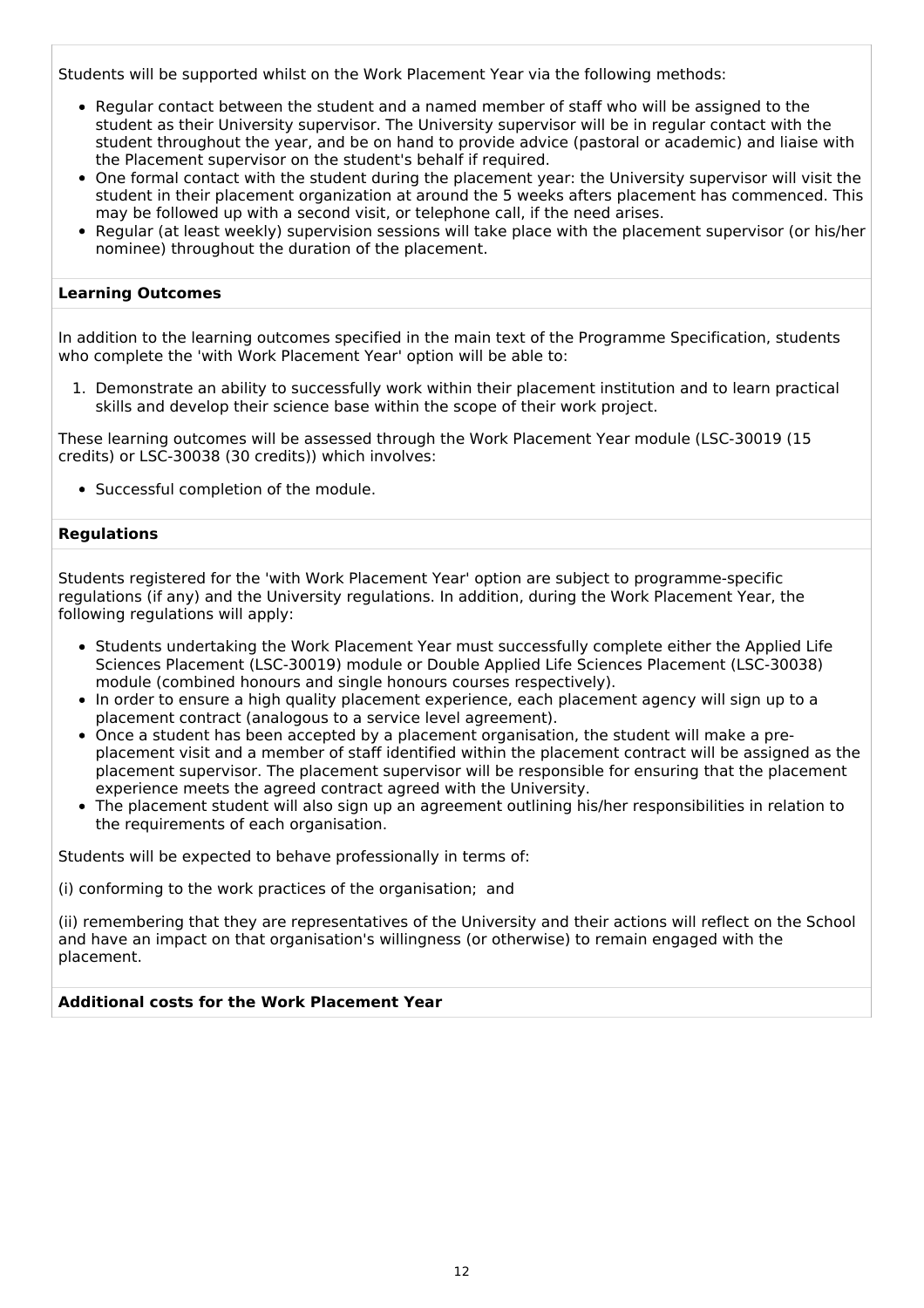Students will be supported whilst on the Work Placement Year via the following methods:

- Regular contact between the student and a named member of staff who will be assigned to the student as their University supervisor. The University supervisor will be in regular contact with the student throughout the year, and be on hand to provide advice (pastoral or academic) and liaise with the Placement supervisor on the student's behalf if required.
- One formal contact with the student during the placement year: the University supervisor will visit the student in their placement organization at around the 5 weeks afters placement has commenced. This may be followed up with a second visit, or telephone call, if the need arises.
- Regular (at least weekly) supervision sessions will take place with the placement supervisor (or his/her nominee) throughout the duration of the placement.

**Learning Outcomes**

In addition to the learning outcomes specified in the main text of the Programme Specification, students who complete the 'with Work Placement Year' option will be able to:

1. Demonstrate an ability to successfully work within their placement institution and to learn practical skills and develop their science base within the scope of their work project.

These learning outcomes will be assessed through the Work Placement Year module (LSC-30019 (15 credits) or LSC-30038 (30 credits)) which involves:

- Successful completion of the module.

**Regulations**

Students registered for the 'with Work Placement Year' option are subject to programme-specific regulations (if any) and the University regulations. In addition, during the Work Placement Year, the following regulations will apply:

- Students undertaking the Work Placement Year must successfully complete either the Applied Life Sciences Placement (LSC-30019) module or Double Applied Life Sciences Placement (LSC-30038) module (combined honours and single honours courses respectively).
- In order to ensure a high quality placement experience, each placement agency will sign up to a placement contract (analogous to a service level agreement).
- Once a student has been accepted by a placement organisation, the student will make a pre-placement visit and a member of staff identified within the placement contract will be assigned as the placement supervisor. The placement supervisor will be responsible for ensuring that the placement experience meets the agreed contract agreed with the University.
- The placement student will also sign up an agreement outlining his/her responsibilities in relation to the requirements of each organisation.

Students will be expected to behave professionally in terms of:

(i) conforming to the work practices of the organisation;  and

(ii) remembering that they are representatives of the University and their actions will reflect on the School and have an impact on that organisation's willingness (or otherwise) to remain engaged with the placement.

**Additional costs for the Work Placement Year**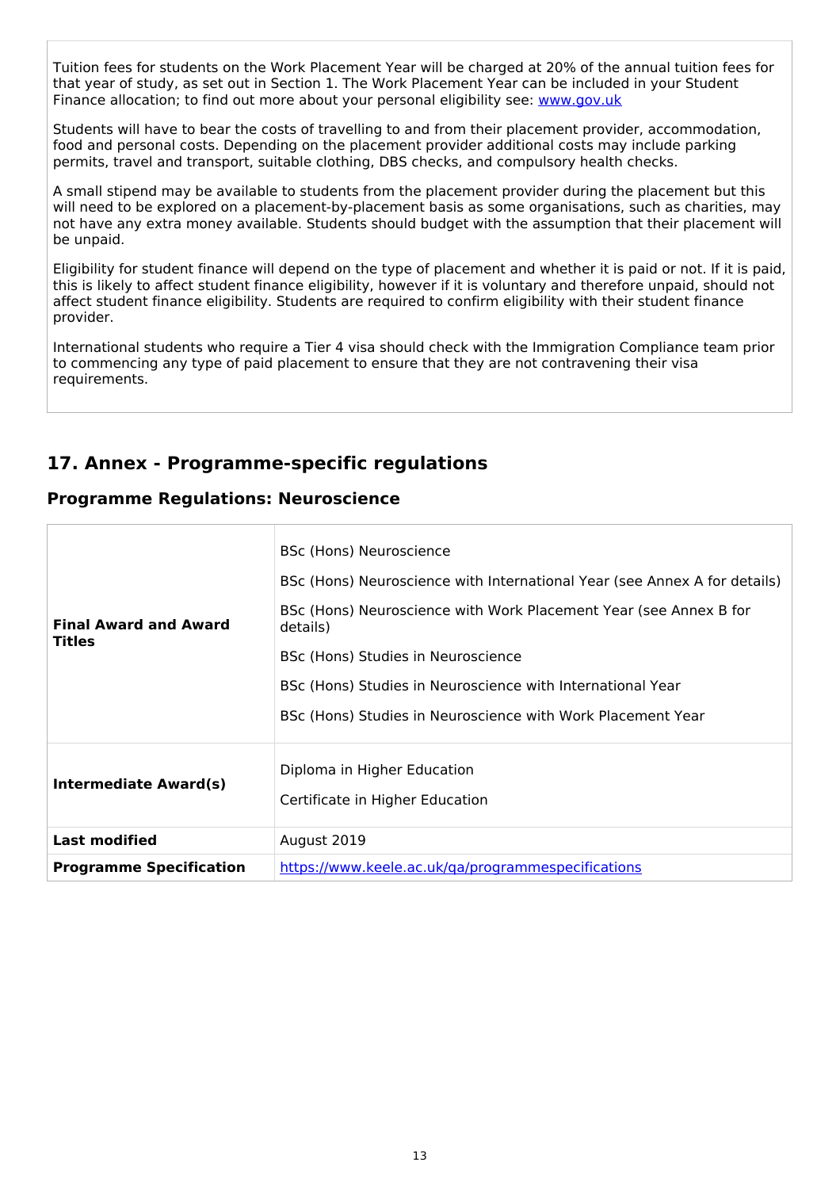Tuition fees for students on the Work Placement Year will be charged at 20% of the annual tuition fees for that year of study, as set out in Section 1. The Work Placement Year can be included in your Student Finance allocation; to find out more about your personal eligibility see: [www.gov.uk](http://www.gov.uk)

Students will have to bear the costs of travelling to and from their placement provider, accommodation, food and personal costs. Depending on the placement provider additional costs may include parking permits, travel and transport, suitable clothing, DBS checks, and compulsory health checks.

A small stipend may be available to students from the placement provider during the placement but this will need to be explored on a placement-by-placement basis as some organisations, such as charities, may not have any extra money available. Students should budget with the assumption that their placement will be unpaid.

Eligibility for student finance will depend on the type of placement and whether it is paid or not. If it is paid, this is likely to affect student finance eligibility, however if it is voluntary and therefore unpaid, should not affect student finance eligibility. Students are required to confirm eligibility with their student finance provider.

International students who require a Tier 4 visa should check with the Immigration Compliance team prior to commencing any type of paid placement to ensure that they are not contravening their visa requirements.

## 17. Annex - Programme-specific regulations

### Programme Regulations: Neuroscience

| | |
|---|---|
| **Final Award and Award Titles** | BSc (Hons) Neuroscience<br>BSc (Hons) Neuroscience with International Year (see Annex A for details)<br>BSc (Hons) Neuroscience with Work Placement Year (see Annex B for details)<br>BSc (Hons) Studies in Neuroscience<br>BSc (Hons) Studies in Neuroscience with International Year<br>BSc (Hons) Studies in Neuroscience with Work Placement Year |
| **Intermediate Award(s)** | Diploma in Higher Education<br>Certificate in Higher Education |
| **Last modified** | August 2019 |
| **Programme Specification** | [https://www.keele.ac.uk/qa/programmespecifications](https://www.keele.ac.uk/qa/programmespecifications) |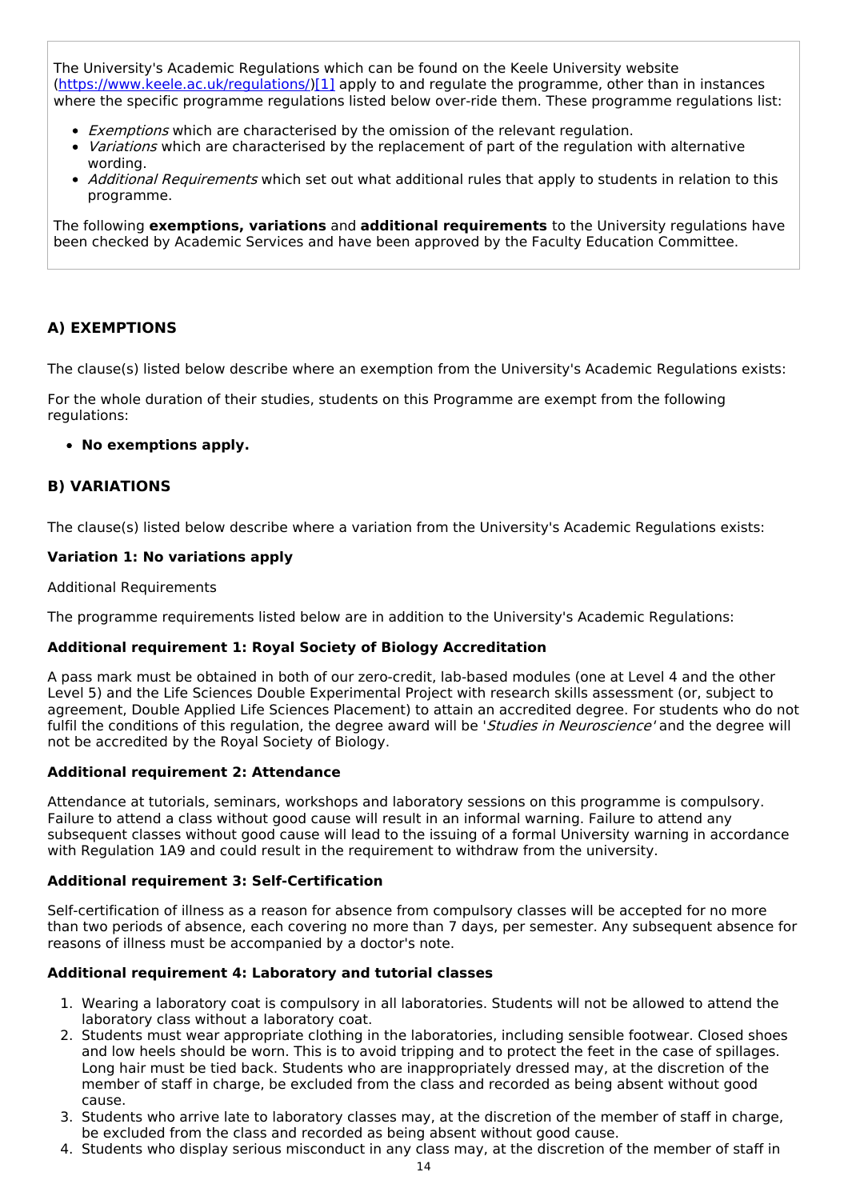The University's Academic Regulations which can be found on the Keele University website (https://www.keele.ac.uk/regulations/)[1] apply to and regulate the programme, other than in instances where the specific programme regulations listed below over-ride them. These programme regulations list:

- *Exemptions* which are characterised by the omission of the relevant regulation.
- *Variations* which are characterised by the replacement of part of the regulation with alternative wording.
- *Additional Requirements* which set out what additional rules that apply to students in relation to this programme.

The following **exemptions, variations** and **additional requirements** to the University regulations have been checked by Academic Services and have been approved by the Faculty Education Committee.

### A) EXEMPTIONS

The clause(s) listed below describe where an exemption from the University's Academic Regulations exists:

For the whole duration of their studies, students on this Programme are exempt from the following regulations:

- **No exemptions apply.**

### B) VARIATIONS

The clause(s) listed below describe where a variation from the University's Academic Regulations exists:

#### Variation 1: No variations apply

Additional Requirements

The programme requirements listed below are in addition to the University's Academic Regulations:

#### Additional requirement 1: Royal Society of Biology Accreditation

A pass mark must be obtained in both of our zero-credit, lab-based modules (one at Level 4 and the other Level 5) and the Life Sciences Double Experimental Project with research skills assessment (or, subject to agreement, Double Applied Life Sciences Placement) to attain an accredited degree. For students who do not fulfil the conditions of this regulation, the degree award will be '*Studies in Neuroscience*' and the degree will not be accredited by the Royal Society of Biology.

#### Additional requirement 2: Attendance

Attendance at tutorials, seminars, workshops and laboratory sessions on this programme is compulsory. Failure to attend a class without good cause will result in an informal warning. Failure to attend any subsequent classes without good cause will lead to the issuing of a formal University warning in accordance with Regulation 1A9 and could result in the requirement to withdraw from the university.

#### Additional requirement 3: Self-Certification

Self-certification of illness as a reason for absence from compulsory classes will be accepted for no more than two periods of absence, each covering no more than 7 days, per semester. Any subsequent absence for reasons of illness must be accompanied by a doctor's note.

#### Additional requirement 4: Laboratory and tutorial classes

1. Wearing a laboratory coat is compulsory in all laboratories. Students will not be allowed to attend the laboratory class without a laboratory coat.
2. Students must wear appropriate clothing in the laboratories, including sensible footwear. Closed shoes and low heels should be worn. This is to avoid tripping and to protect the feet in the case of spillages. Long hair must be tied back. Students who are inappropriately dressed may, at the discretion of the member of staff in charge, be excluded from the class and recorded as being absent without good cause.
3. Students who arrive late to laboratory classes may, at the discretion of the member of staff in charge, be excluded from the class and recorded as being absent without good cause.
4. Students who display serious misconduct in any class may, at the discretion of the member of staff in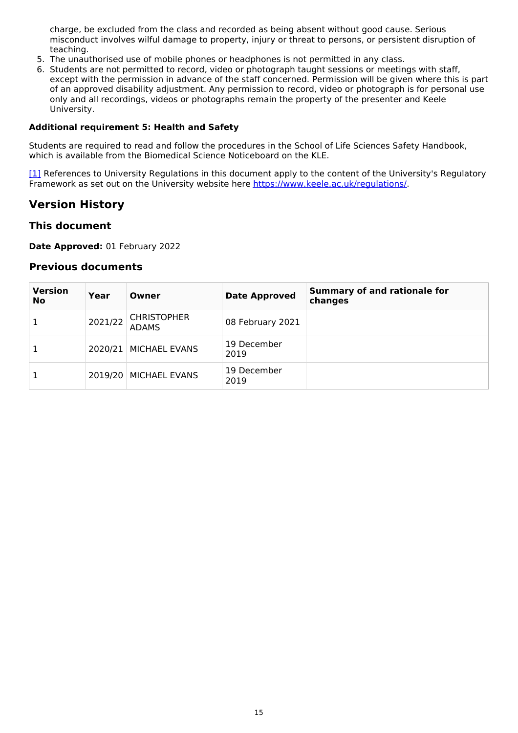charge, be excluded from the class and recorded as being absent without good cause. Serious misconduct involves wilful damage to property, injury or threat to persons, or persistent disruption of teaching.

5. The unauthorised use of mobile phones or headphones is not permitted in any class.
6. Students are not permitted to record, video or photograph taught sessions or meetings with staff, except with the permission in advance of the staff concerned. Permission will be given where this is part of an approved disability adjustment. Any permission to record, video or photograph is for personal use only and all recordings, videos or photographs remain the property of the presenter and Keele University.

**Additional requirement 5: Health and Safety**

Students are required to read and follow the procedures in the School of Life Sciences Safety Handbook, which is available from the Biomedical Science Noticeboard on the KLE.

[1] References to University Regulations in this document apply to the content of the University's Regulatory Framework as set out on the University website here https://www.keele.ac.uk/regulations/.

# Version History

## This document

**Date Approved:** 01 February 2022

## Previous documents

| Version No | Year | Owner | Date Approved | Summary of and rationale for changes |
|---|---|---|---|---|
| 1 | 2021/22 | CHRISTOPHER ADAMS | 08 February 2021 | |
| 1 | 2020/21 | MICHAEL EVANS | 19 December 2019 | |
| 1 | 2019/20 | MICHAEL EVANS | 19 December 2019 | |